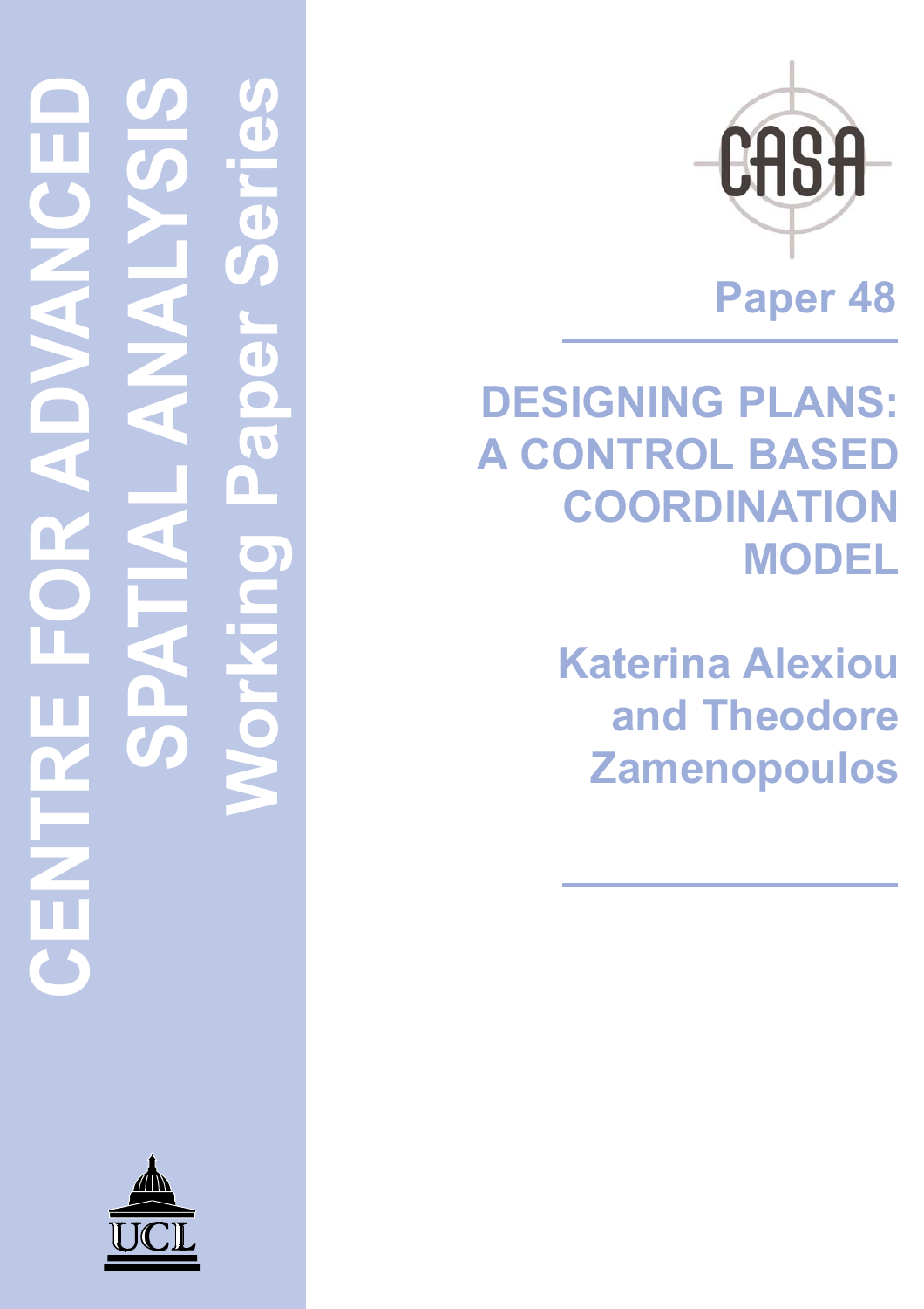CENTRE FOR ADVANCED SPATIAL ANALYSIS

Working Paper Series

CASA

Paper 48

# DESIGNING PLANS: A CONTROL BASED COORDINATION MODEL

**Katerina Alexiou and Theodore Zamenopoulos**

UCL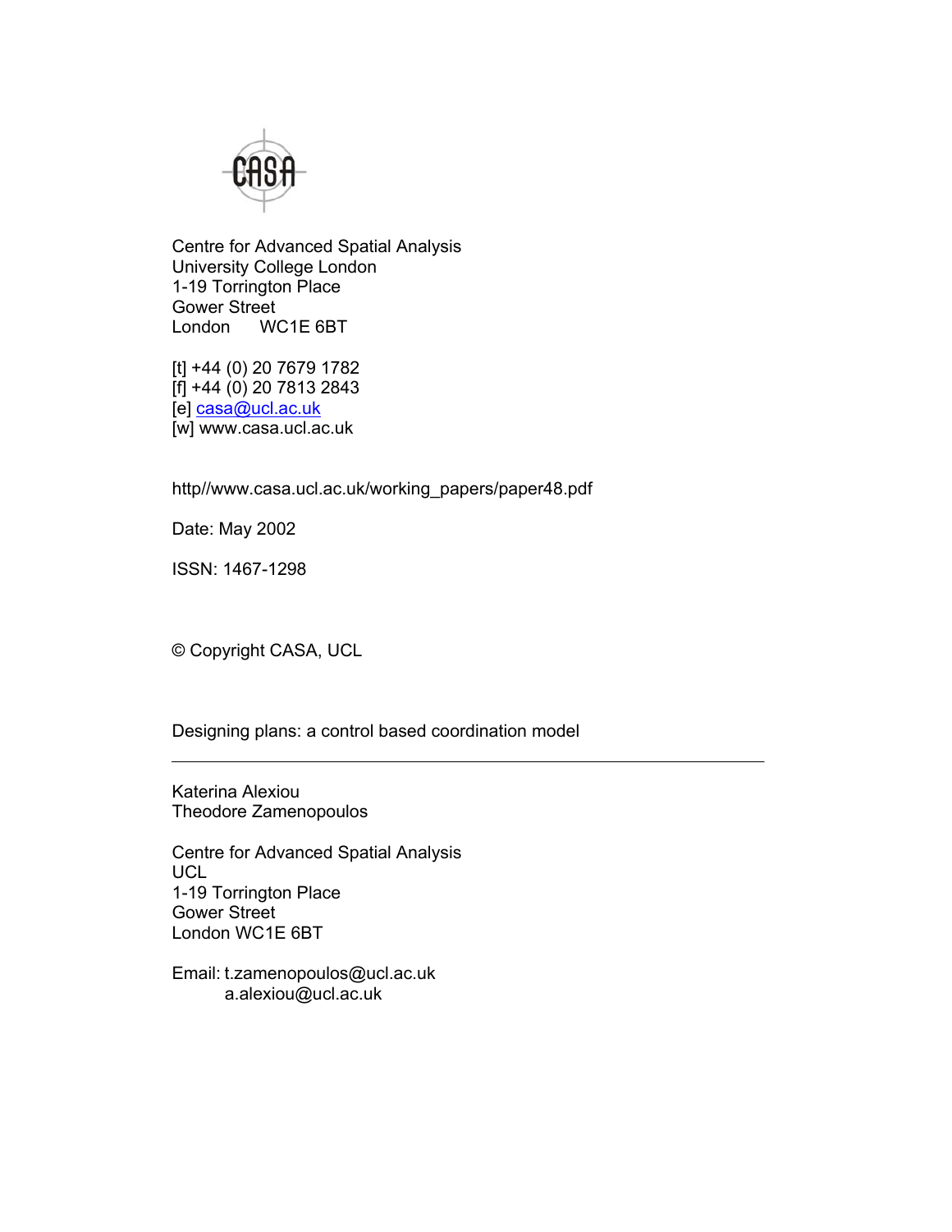Centre for Advanced Spatial Analysis
University College London
1-19 Torrington Place
Gower Street
London WC1E 6BT

[t] +44 (0) 20 7679 1782
[f] +44 (0) 20 7813 2843
[e] casa@ucl.ac.uk
[w] www.casa.ucl.ac.uk

http//www.casa.ucl.ac.uk/working_papers/paper48.pdf

Date: May 2002

ISSN: 1467-1298

© Copyright CASA, UCL

Designing plans: a control based coordination model

---

Katerina Alexiou
Theodore Zamenopoulos

Centre for Advanced Spatial Analysis
UCL
1-19 Torrington Place
Gower Street
London WC1E 6BT

Email: t.zamenopoulos@ucl.ac.uk
a.alexiou@ucl.ac.uk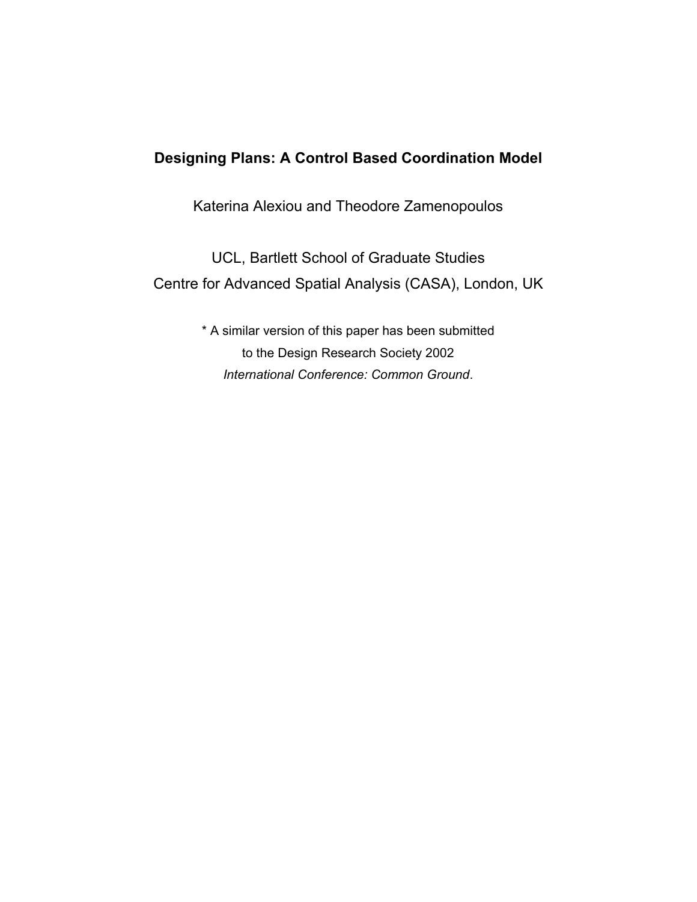# Designing Plans: A Control Based Coordination Model

Katerina Alexiou and Theodore Zamenopoulos

UCL, Bartlett School of Graduate Studies
Centre for Advanced Spatial Analysis (CASA), London, UK

* A similar version of this paper has been submitted
to the Design Research Society 2002
*International Conference: Common Ground*.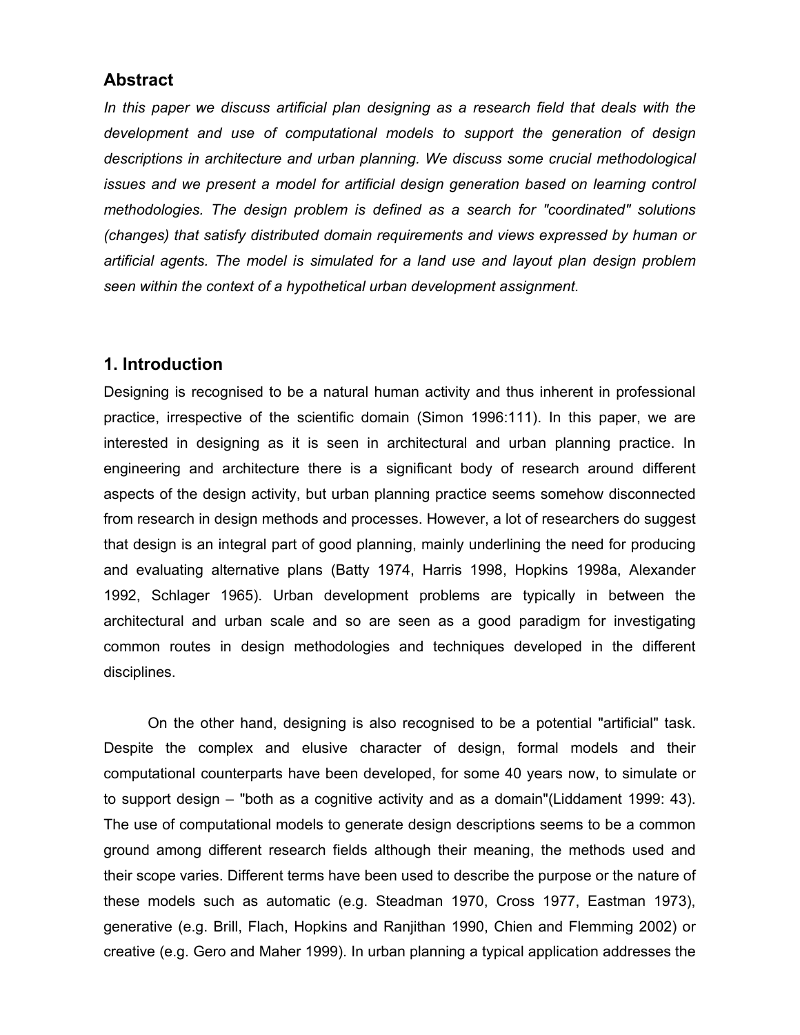## Abstract

*In this paper we discuss artificial plan designing as a research field that deals with the development and use of computational models to support the generation of design descriptions in architecture and urban planning. We discuss some crucial methodological issues and we present a model for artificial design generation based on learning control methodologies. The design problem is defined as a search for "coordinated" solutions (changes) that satisfy distributed domain requirements and views expressed by human or artificial agents. The model is simulated for a land use and layout plan design problem seen within the context of a hypothetical urban development assignment.*

## 1. Introduction

Designing is recognised to be a natural human activity and thus inherent in professional practice, irrespective of the scientific domain (Simon 1996:111). In this paper, we are interested in designing as it is seen in architectural and urban planning practice. In engineering and architecture there is a significant body of research around different aspects of the design activity, but urban planning practice seems somehow disconnected from research in design methods and processes. However, a lot of researchers do suggest that design is an integral part of good planning, mainly underlining the need for producing and evaluating alternative plans (Batty 1974, Harris 1998, Hopkins 1998a, Alexander 1992, Schlager 1965). Urban development problems are typically in between the architectural and urban scale and so are seen as a good paradigm for investigating common routes in design methodologies and techniques developed in the different disciplines.

On the other hand, designing is also recognised to be a potential "artificial" task. Despite the complex and elusive character of design, formal models and their computational counterparts have been developed, for some 40 years now, to simulate or to support design – "both as a cognitive activity and as a domain"(Liddament 1999: 43). The use of computational models to generate design descriptions seems to be a common ground among different research fields although their meaning, the methods used and their scope varies. Different terms have been used to describe the purpose or the nature of these models such as automatic (e.g. Steadman 1970, Cross 1977, Eastman 1973), generative (e.g. Brill, Flach, Hopkins and Ranjithan 1990, Chien and Flemming 2002) or creative (e.g. Gero and Maher 1999). In urban planning a typical application addresses the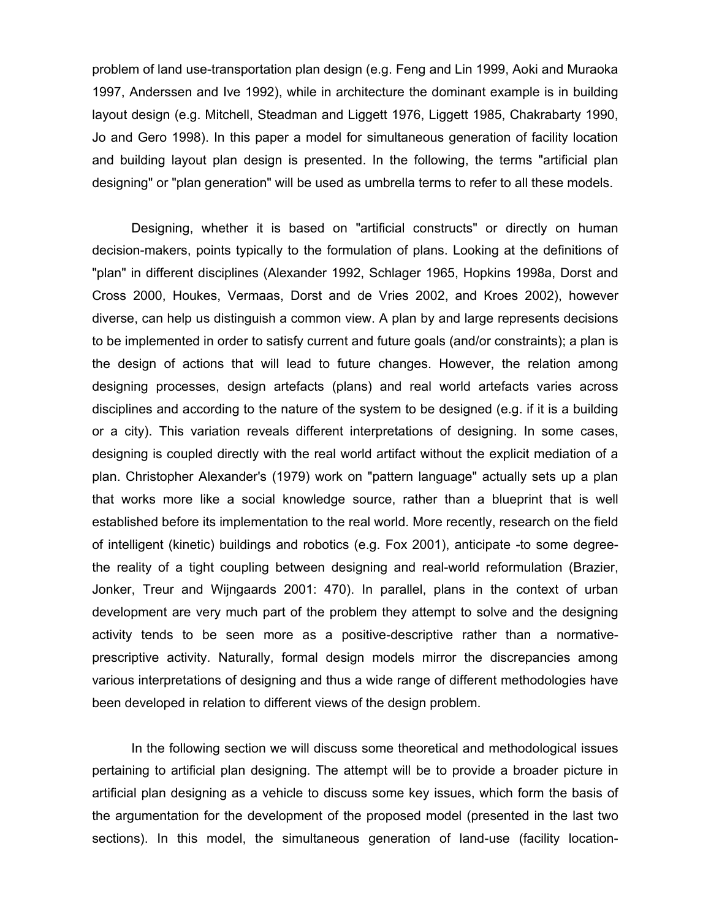problem of land use-transportation plan design (e.g. Feng and Lin 1999, Aoki and Muraoka 1997, Anderssen and Ive 1992), while in architecture the dominant example is in building layout design (e.g. Mitchell, Steadman and Liggett 1976, Liggett 1985, Chakrabarty 1990, Jo and Gero 1998). In this paper a model for simultaneous generation of facility location and building layout plan design is presented. In the following, the terms "artificial plan designing" or "plan generation" will be used as umbrella terms to refer to all these models.

Designing, whether it is based on "artificial constructs" or directly on human decision-makers, points typically to the formulation of plans. Looking at the definitions of "plan" in different disciplines (Alexander 1992, Schlager 1965, Hopkins 1998a, Dorst and Cross 2000, Houkes, Vermaas, Dorst and de Vries 2002, and Kroes 2002), however diverse, can help us distinguish a common view. A plan by and large represents decisions to be implemented in order to satisfy current and future goals (and/or constraints); a plan is the design of actions that will lead to future changes. However, the relation among designing processes, design artefacts (plans) and real world artefacts varies across disciplines and according to the nature of the system to be designed (e.g. if it is a building or a city). This variation reveals different interpretations of designing. In some cases, designing is coupled directly with the real world artifact without the explicit mediation of a plan. Christopher Alexander's (1979) work on "pattern language" actually sets up a plan that works more like a social knowledge source, rather than a blueprint that is well established before its implementation to the real world. More recently, research on the field of intelligent (kinetic) buildings and robotics (e.g. Fox 2001), anticipate -to some degree- the reality of a tight coupling between designing and real-world reformulation (Brazier, Jonker, Treur and Wijngaards 2001: 470). In parallel, plans in the context of urban development are very much part of the problem they attempt to solve and the designing activity tends to be seen more as a positive-descriptive rather than a normative-prescriptive activity. Naturally, formal design models mirror the discrepancies among various interpretations of designing and thus a wide range of different methodologies have been developed in relation to different views of the design problem.

In the following section we will discuss some theoretical and methodological issues pertaining to artificial plan designing. The attempt will be to provide a broader picture in artificial plan designing as a vehicle to discuss some key issues, which form the basis of the argumentation for the development of the proposed model (presented in the last two sections). In this model, the simultaneous generation of land-use (facility location-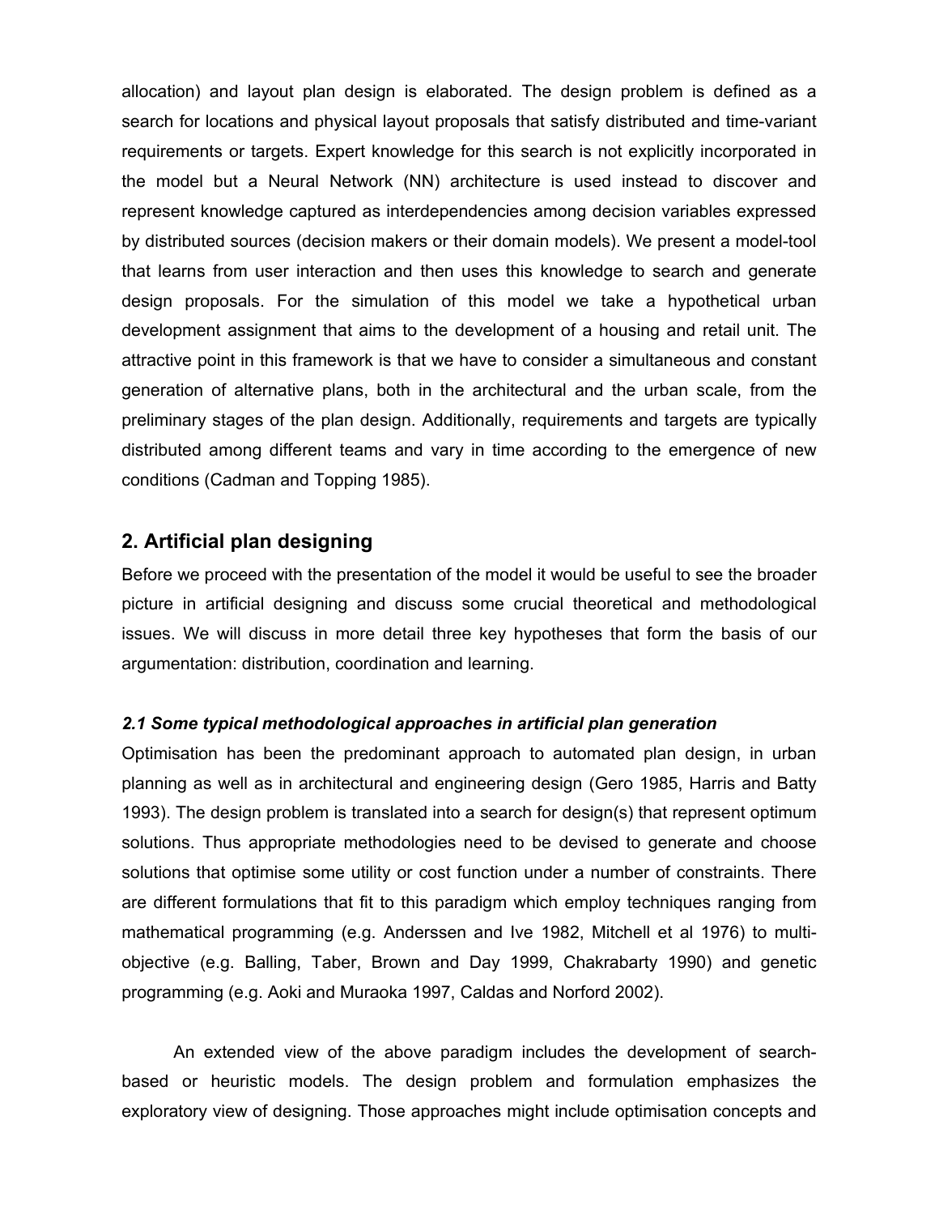allocation) and layout plan design is elaborated. The design problem is defined as a search for locations and physical layout proposals that satisfy distributed and time-variant requirements or targets. Expert knowledge for this search is not explicitly incorporated in the model but a Neural Network (NN) architecture is used instead to discover and represent knowledge captured as interdependencies among decision variables expressed by distributed sources (decision makers or their domain models). We present a model-tool that learns from user interaction and then uses this knowledge to search and generate design proposals. For the simulation of this model we take a hypothetical urban development assignment that aims to the development of a housing and retail unit. The attractive point in this framework is that we have to consider a simultaneous and constant generation of alternative plans, both in the architectural and the urban scale, from the preliminary stages of the plan design. Additionally, requirements and targets are typically distributed among different teams and vary in time according to the emergence of new conditions (Cadman and Topping 1985).

## 2. Artificial plan designing

Before we proceed with the presentation of the model it would be useful to see the broader picture in artificial designing and discuss some crucial theoretical and methodological issues. We will discuss in more detail three key hypotheses that form the basis of our argumentation: distribution, coordination and learning.

### *2.1 Some typical methodological approaches in artificial plan generation*

Optimisation has been the predominant approach to automated plan design, in urban planning as well as in architectural and engineering design (Gero 1985, Harris and Batty 1993). The design problem is translated into a search for design(s) that represent optimum solutions. Thus appropriate methodologies need to be devised to generate and choose solutions that optimise some utility or cost function under a number of constraints. There are different formulations that fit to this paradigm which employ techniques ranging from mathematical programming (e.g. Anderssen and Ive 1982, Mitchell et al 1976) to multi-objective (e.g. Balling, Taber, Brown and Day 1999, Chakrabarty 1990) and genetic programming (e.g. Aoki and Muraoka 1997, Caldas and Norford 2002).

An extended view of the above paradigm includes the development of search-based or heuristic models. The design problem and formulation emphasizes the exploratory view of designing. Those approaches might include optimisation concepts and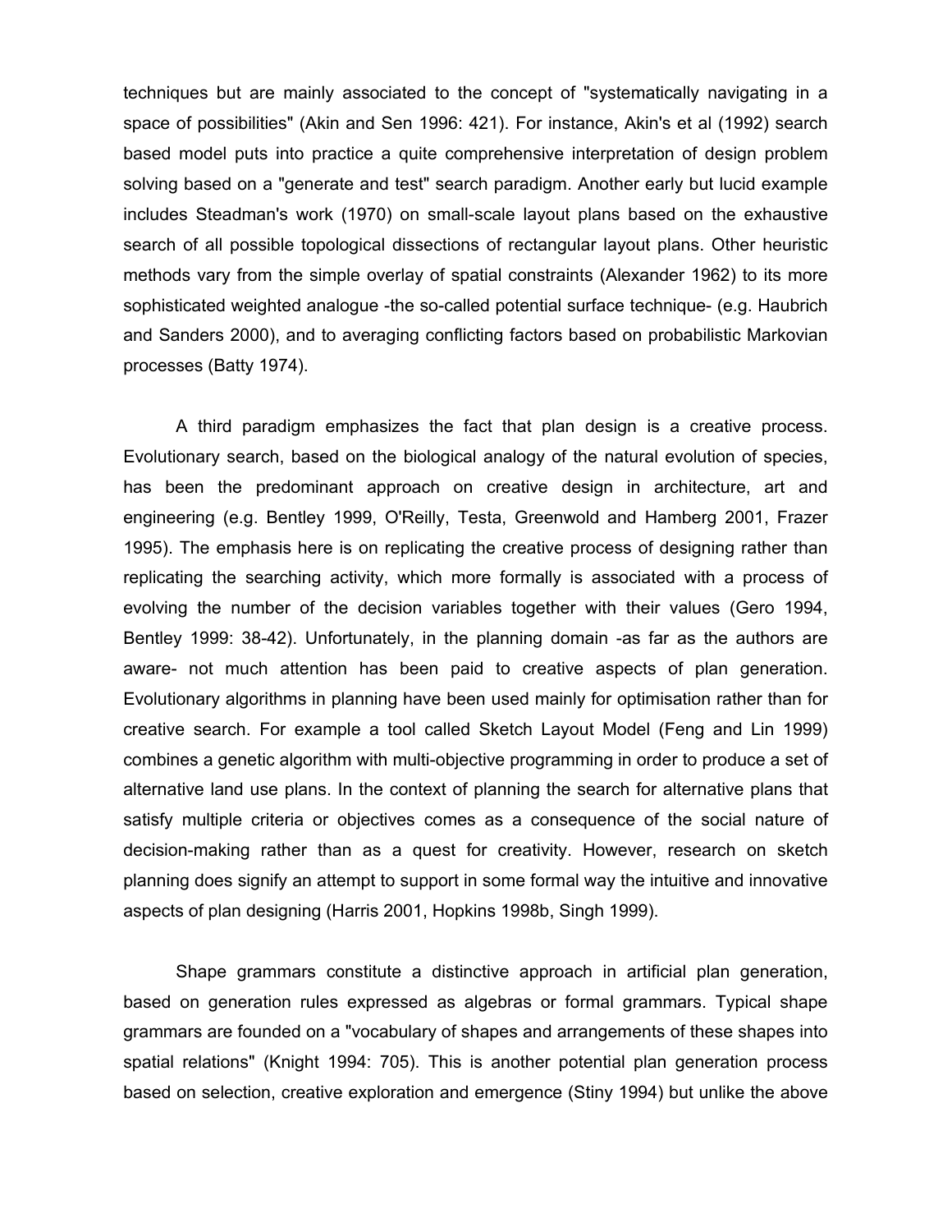techniques but are mainly associated to the concept of "systematically navigating in a space of possibilities" (Akin and Sen 1996: 421). For instance, Akin's et al (1992) search based model puts into practice a quite comprehensive interpretation of design problem solving based on a "generate and test" search paradigm. Another early but lucid example includes Steadman's work (1970) on small-scale layout plans based on the exhaustive search of all possible topological dissections of rectangular layout plans. Other heuristic methods vary from the simple overlay of spatial constraints (Alexander 1962) to its more sophisticated weighted analogue -the so-called potential surface technique- (e.g. Haubrich and Sanders 2000), and to averaging conflicting factors based on probabilistic Markovian processes (Batty 1974).

A third paradigm emphasizes the fact that plan design is a creative process. Evolutionary search, based on the biological analogy of the natural evolution of species, has been the predominant approach on creative design in architecture, art and engineering (e.g. Bentley 1999, O'Reilly, Testa, Greenwold and Hamberg 2001, Frazer 1995). The emphasis here is on replicating the creative process of designing rather than replicating the searching activity, which more formally is associated with a process of evolving the number of the decision variables together with their values (Gero 1994, Bentley 1999: 38-42). Unfortunately, in the planning domain -as far as the authors are aware- not much attention has been paid to creative aspects of plan generation. Evolutionary algorithms in planning have been used mainly for optimisation rather than for creative search. For example a tool called Sketch Layout Model (Feng and Lin 1999) combines a genetic algorithm with multi-objective programming in order to produce a set of alternative land use plans. In the context of planning the search for alternative plans that satisfy multiple criteria or objectives comes as a consequence of the social nature of decision-making rather than as a quest for creativity. However, research on sketch planning does signify an attempt to support in some formal way the intuitive and innovative aspects of plan designing (Harris 2001, Hopkins 1998b, Singh 1999).

Shape grammars constitute a distinctive approach in artificial plan generation, based on generation rules expressed as algebras or formal grammars. Typical shape grammars are founded on a "vocabulary of shapes and arrangements of these shapes into spatial relations" (Knight 1994: 705). This is another potential plan generation process based on selection, creative exploration and emergence (Stiny 1994) but unlike the above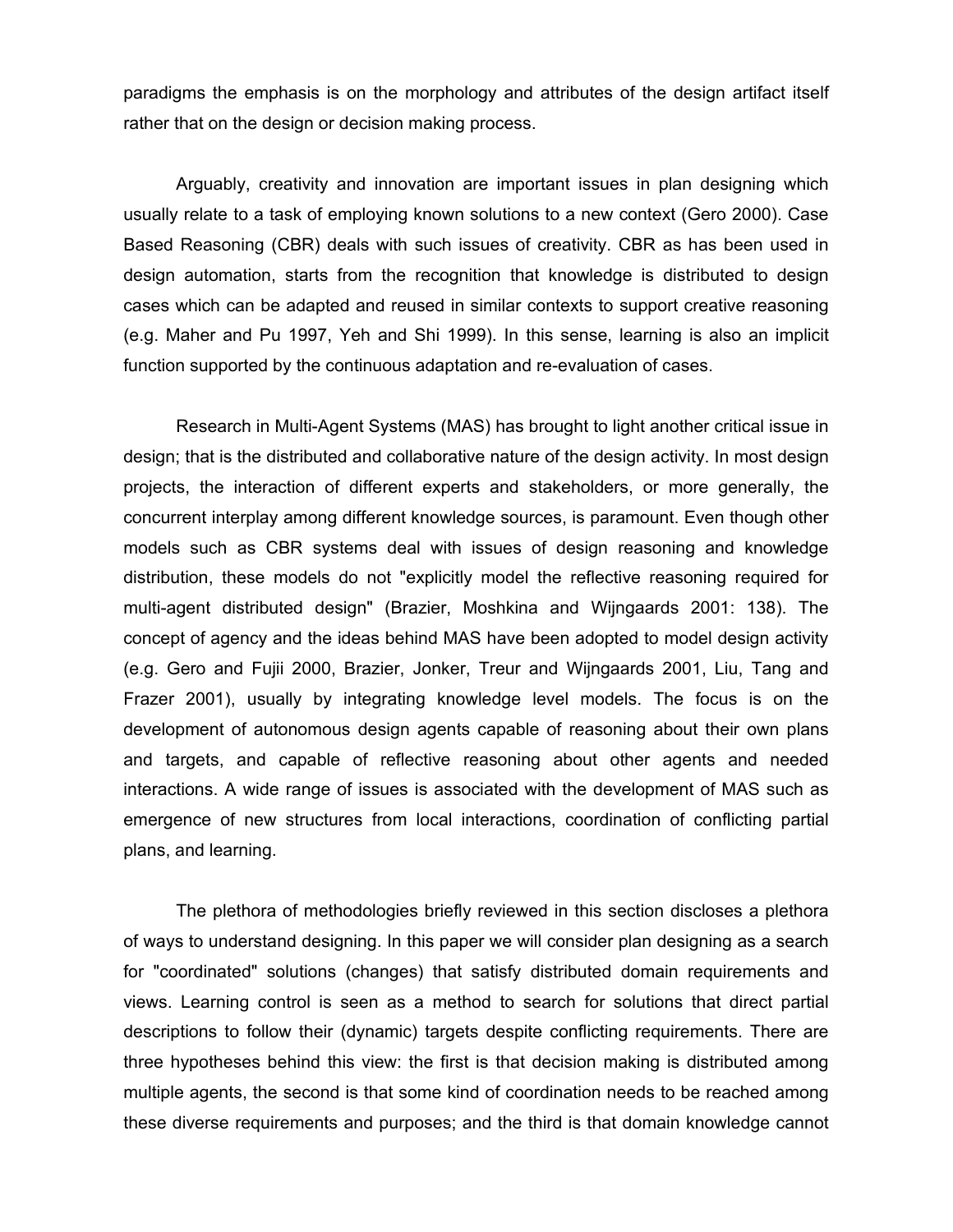paradigms the emphasis is on the morphology and attributes of the design artifact itself rather that on the design or decision making process.

Arguably, creativity and innovation are important issues in plan designing which usually relate to a task of employing known solutions to a new context (Gero 2000). Case Based Reasoning (CBR) deals with such issues of creativity. CBR as has been used in design automation, starts from the recognition that knowledge is distributed to design cases which can be adapted and reused in similar contexts to support creative reasoning (e.g. Maher and Pu 1997, Yeh and Shi 1999). In this sense, learning is also an implicit function supported by the continuous adaptation and re-evaluation of cases.

Research in Multi-Agent Systems (MAS) has brought to light another critical issue in design; that is the distributed and collaborative nature of the design activity. In most design projects, the interaction of different experts and stakeholders, or more generally, the concurrent interplay among different knowledge sources, is paramount. Even though other models such as CBR systems deal with issues of design reasoning and knowledge distribution, these models do not "explicitly model the reflective reasoning required for multi-agent distributed design" (Brazier, Moshkina and Wijngaards 2001: 138). The concept of agency and the ideas behind MAS have been adopted to model design activity (e.g. Gero and Fujii 2000, Brazier, Jonker, Treur and Wijngaards 2001, Liu, Tang and Frazer 2001), usually by integrating knowledge level models. The focus is on the development of autonomous design agents capable of reasoning about their own plans and targets, and capable of reflective reasoning about other agents and needed interactions. A wide range of issues is associated with the development of MAS such as emergence of new structures from local interactions, coordination of conflicting partial plans, and learning.

The plethora of methodologies briefly reviewed in this section discloses a plethora of ways to understand designing. In this paper we will consider plan designing as a search for "coordinated" solutions (changes) that satisfy distributed domain requirements and views. Learning control is seen as a method to search for solutions that direct partial descriptions to follow their (dynamic) targets despite conflicting requirements. There are three hypotheses behind this view: the first is that decision making is distributed among multiple agents, the second is that some kind of coordination needs to be reached among these diverse requirements and purposes; and the third is that domain knowledge cannot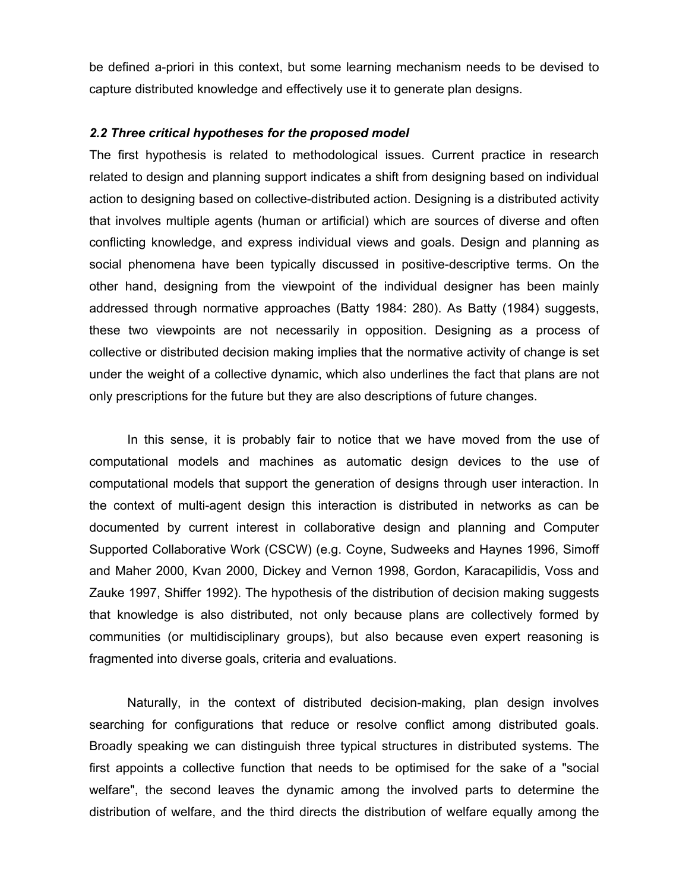be defined a-priori in this context, but some learning mechanism needs to be devised to capture distributed knowledge and effectively use it to generate plan designs.

### *2.2 Three critical hypotheses for the proposed model*

The first hypothesis is related to methodological issues. Current practice in research related to design and planning support indicates a shift from designing based on individual action to designing based on collective-distributed action. Designing is a distributed activity that involves multiple agents (human or artificial) which are sources of diverse and often conflicting knowledge, and express individual views and goals. Design and planning as social phenomena have been typically discussed in positive-descriptive terms. On the other hand, designing from the viewpoint of the individual designer has been mainly addressed through normative approaches (Batty 1984: 280). As Batty (1984) suggests, these two viewpoints are not necessarily in opposition. Designing as a process of collective or distributed decision making implies that the normative activity of change is set under the weight of a collective dynamic, which also underlines the fact that plans are not only prescriptions for the future but they are also descriptions of future changes.

In this sense, it is probably fair to notice that we have moved from the use of computational models and machines as automatic design devices to the use of computational models that support the generation of designs through user interaction. In the context of multi-agent design this interaction is distributed in networks as can be documented by current interest in collaborative design and planning and Computer Supported Collaborative Work (CSCW) (e.g. Coyne, Sudweeks and Haynes 1996, Simoff and Maher 2000, Kvan 2000, Dickey and Vernon 1998, Gordon, Karacapilidis, Voss and Zauke 1997, Shiffer 1992). The hypothesis of the distribution of decision making suggests that knowledge is also distributed, not only because plans are collectively formed by communities (or multidisciplinary groups), but also because even expert reasoning is fragmented into diverse goals, criteria and evaluations.

Naturally, in the context of distributed decision-making, plan design involves searching for configurations that reduce or resolve conflict among distributed goals. Broadly speaking we can distinguish three typical structures in distributed systems. The first appoints a collective function that needs to be optimised for the sake of a "social welfare", the second leaves the dynamic among the involved parts to determine the distribution of welfare, and the third directs the distribution of welfare equally among the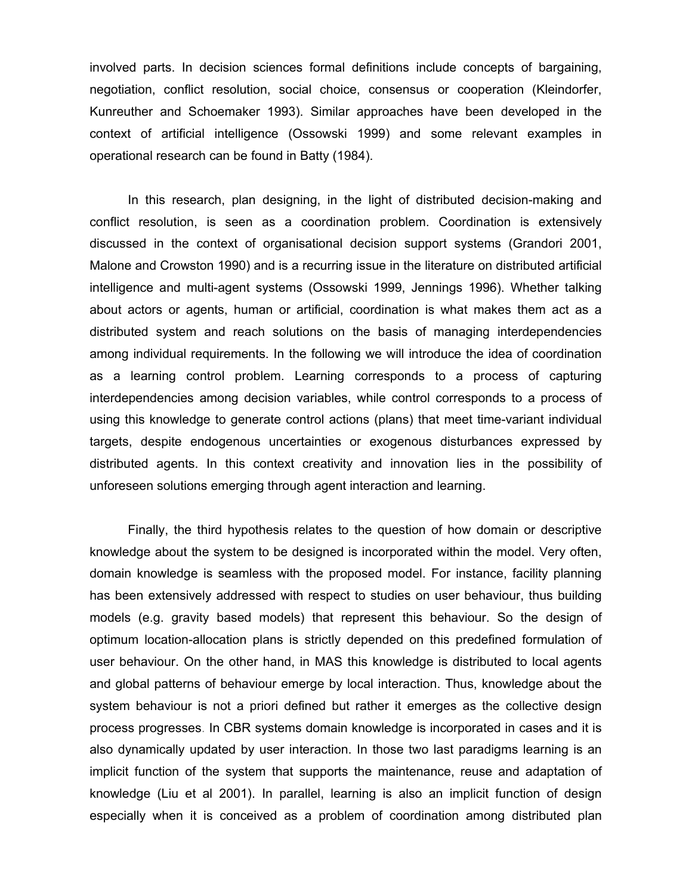involved parts. In decision sciences formal definitions include concepts of bargaining, negotiation, conflict resolution, social choice, consensus or cooperation (Kleindorfer, Kunreuther and Schoemaker 1993). Similar approaches have been developed in the context of artificial intelligence (Ossowski 1999) and some relevant examples in operational research can be found in Batty (1984).

In this research, plan designing, in the light of distributed decision-making and conflict resolution, is seen as a coordination problem. Coordination is extensively discussed in the context of organisational decision support systems (Grandori 2001, Malone and Crowston 1990) and is a recurring issue in the literature on distributed artificial intelligence and multi-agent systems (Ossowski 1999, Jennings 1996). Whether talking about actors or agents, human or artificial, coordination is what makes them act as a distributed system and reach solutions on the basis of managing interdependencies among individual requirements. In the following we will introduce the idea of coordination as a learning control problem. Learning corresponds to a process of capturing interdependencies among decision variables, while control corresponds to a process of using this knowledge to generate control actions (plans) that meet time-variant individual targets, despite endogenous uncertainties or exogenous disturbances expressed by distributed agents. In this context creativity and innovation lies in the possibility of unforeseen solutions emerging through agent interaction and learning.

Finally, the third hypothesis relates to the question of how domain or descriptive knowledge about the system to be designed is incorporated within the model. Very often, domain knowledge is seamless with the proposed model. For instance, facility planning has been extensively addressed with respect to studies on user behaviour, thus building models (e.g. gravity based models) that represent this behaviour. So the design of optimum location-allocation plans is strictly depended on this predefined formulation of user behaviour. On the other hand, in MAS this knowledge is distributed to local agents and global patterns of behaviour emerge by local interaction. Thus, knowledge about the system behaviour is not a priori defined but rather it emerges as the collective design process progresses. In CBR systems domain knowledge is incorporated in cases and it is also dynamically updated by user interaction. In those two last paradigms learning is an implicit function of the system that supports the maintenance, reuse and adaptation of knowledge (Liu et al 2001). In parallel, learning is also an implicit function of design especially when it is conceived as a problem of coordination among distributed plan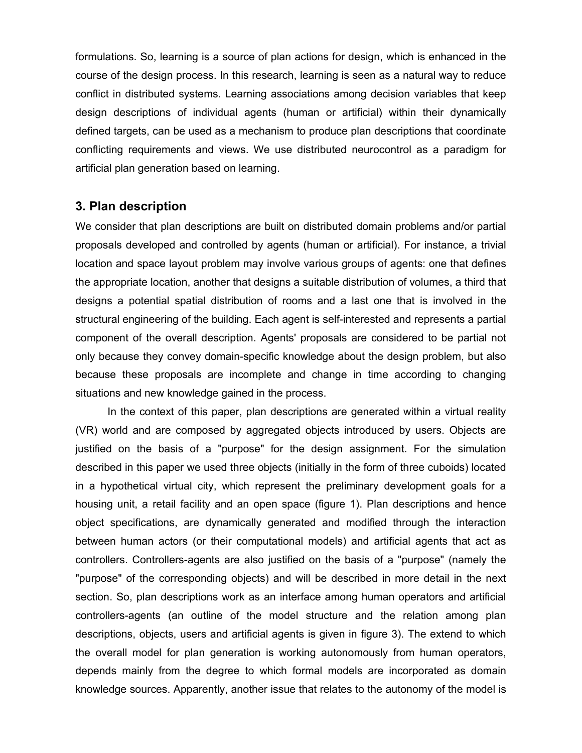formulations. So, learning is a source of plan actions for design, which is enhanced in the course of the design process. In this research, learning is seen as a natural way to reduce conflict in distributed systems. Learning associations among decision variables that keep design descriptions of individual agents (human or artificial) within their dynamically defined targets, can be used as a mechanism to produce plan descriptions that coordinate conflicting requirements and views. We use distributed neurocontrol as a paradigm for artificial plan generation based on learning.

## 3. Plan description

We consider that plan descriptions are built on distributed domain problems and/or partial proposals developed and controlled by agents (human or artificial). For instance, a trivial location and space layout problem may involve various groups of agents: one that defines the appropriate location, another that designs a suitable distribution of volumes, a third that designs a potential spatial distribution of rooms and a last one that is involved in the structural engineering of the building. Each agent is self-interested and represents a partial component of the overall description. Agents' proposals are considered to be partial not only because they convey domain-specific knowledge about the design problem, but also because these proposals are incomplete and change in time according to changing situations and new knowledge gained in the process.

In the context of this paper, plan descriptions are generated within a virtual reality (VR) world and are composed by aggregated objects introduced by users. Objects are justified on the basis of a "purpose" for the design assignment. For the simulation described in this paper we used three objects (initially in the form of three cuboids) located in a hypothetical virtual city, which represent the preliminary development goals for a housing unit, a retail facility and an open space (figure 1). Plan descriptions and hence object specifications, are dynamically generated and modified through the interaction between human actors (or their computational models) and artificial agents that act as controllers. Controllers-agents are also justified on the basis of a "purpose" (namely the "purpose" of the corresponding objects) and will be described in more detail in the next section. So, plan descriptions work as an interface among human operators and artificial controllers-agents (an outline of the model structure and the relation among plan descriptions, objects, users and artificial agents is given in figure 3). The extend to which the overall model for plan generation is working autonomously from human operators, depends mainly from the degree to which formal models are incorporated as domain knowledge sources. Apparently, another issue that relates to the autonomy of the model is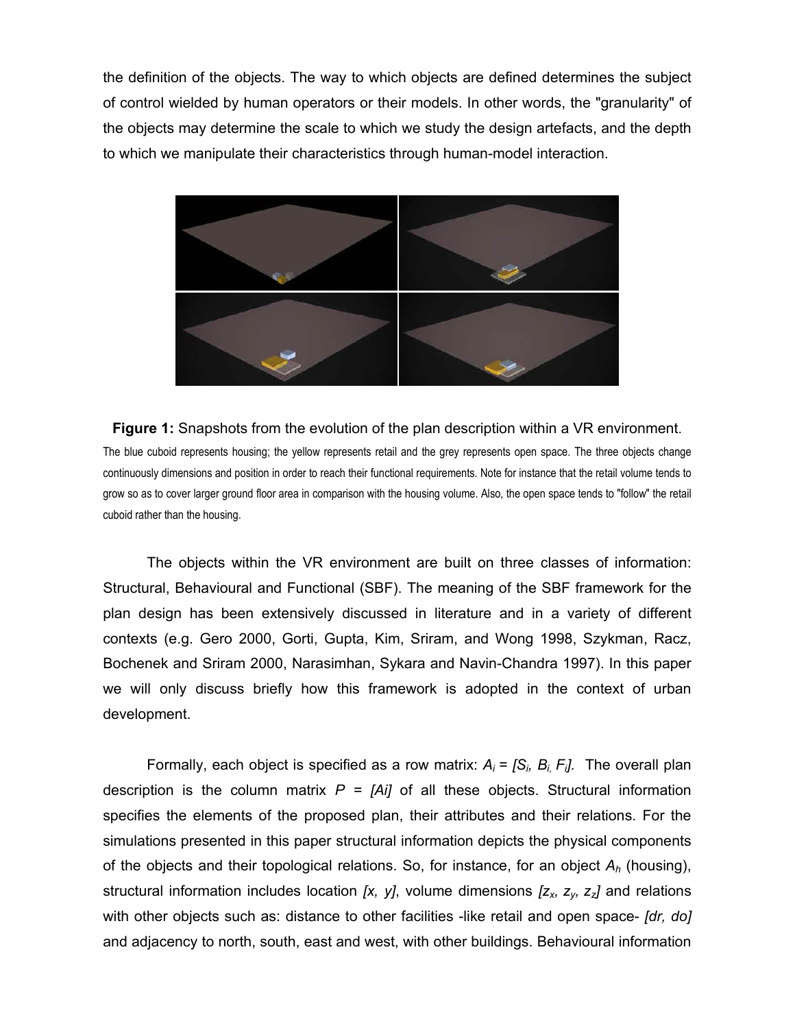the definition of the objects. The way to which objects are defined determines the subject of control wielded by human operators or their models. In other words, the "granularity" of the objects may determine the scale to which we study the design artefacts, and the depth to which we manipulate their characteristics through human-model interaction.

**Figure 1:** Snapshots from the evolution of the plan description within a VR environment.
The blue cuboid represents housing; the yellow represents retail and the grey represents open space. The three objects change continuously dimensions and position in order to reach their functional requirements. Note for instance that the retail volume tends to grow so as to cover larger ground floor area in comparison with the housing volume. Also, the open space tends to "follow" the retail cuboid rather than the housing.

The objects within the VR environment are built on three classes of information: Structural, Behavioural and Functional (SBF). The meaning of the SBF framework for the plan design has been extensively discussed in literature and in a variety of different contexts (e.g. Gero 2000, Gorti, Gupta, Kim, Sriram, and Wong 1998, Szykman, Racz, Bochenek and Sriram 2000, Narasimhan, Sykara and Navin-Chandra 1997). In this paper we will only discuss briefly how this framework is adopted in the context of urban development.

Formally, each object is specified as a row matrix: $A_i = [S_i, B_i, F_i]$. The overall plan description is the column matrix $P = [Ai]$ of all these objects. Structural information specifies the elements of the proposed plan, their attributes and their relations. For the simulations presented in this paper structural information depicts the physical components of the objects and their topological relations. So, for instance, for an object $A_h$ (housing), structural information includes location $[x, y]$, volume dimensions $[z_x, z_y, z_z]$ and relations with other objects such as: distance to other facilities -like retail and open space- $[dr, do]$ and adjacency to north, south, east and west, with other buildings. Behavioural information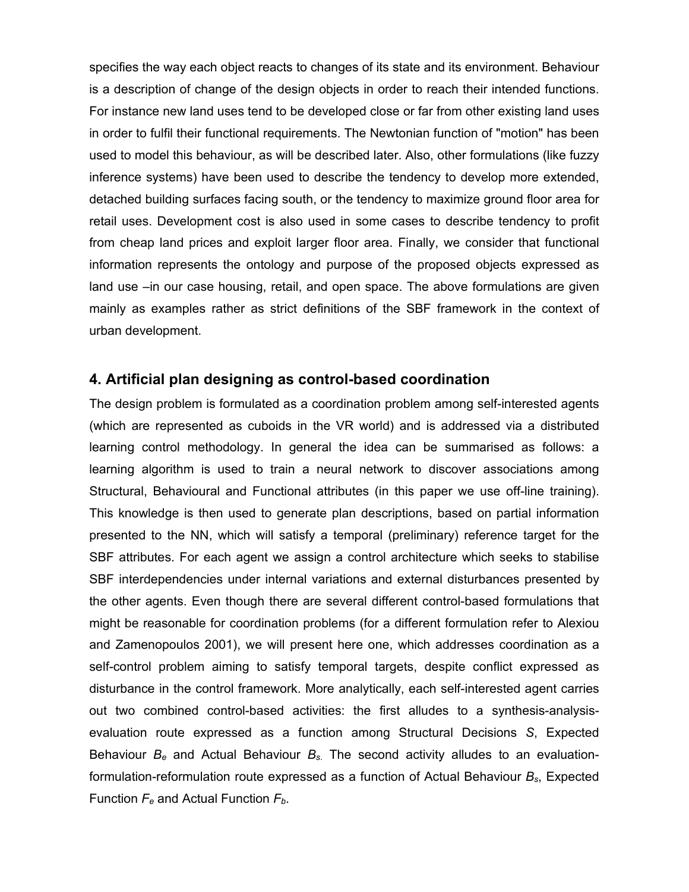specifies the way each object reacts to changes of its state and its environment. Behaviour is a description of change of the design objects in order to reach their intended functions. For instance new land uses tend to be developed close or far from other existing land uses in order to fulfil their functional requirements. The Newtonian function of "motion" has been used to model this behaviour, as will be described later. Also, other formulations (like fuzzy inference systems) have been used to describe the tendency to develop more extended, detached building surfaces facing south, or the tendency to maximize ground floor area for retail uses. Development cost is also used in some cases to describe tendency to profit from cheap land prices and exploit larger floor area. Finally, we consider that functional information represents the ontology and purpose of the proposed objects expressed as land use –in our case housing, retail, and open space. The above formulations are given mainly as examples rather as strict definitions of the SBF framework in the context of urban development.

## 4. Artificial plan designing as control-based coordination

The design problem is formulated as a coordination problem among self-interested agents (which are represented as cuboids in the VR world) and is addressed via a distributed learning control methodology. In general the idea can be summarised as follows: a learning algorithm is used to train a neural network to discover associations among Structural, Behavioural and Functional attributes (in this paper we use off-line training). This knowledge is then used to generate plan descriptions, based on partial information presented to the NN, which will satisfy a temporal (preliminary) reference target for the SBF attributes. For each agent we assign a control architecture which seeks to stabilise SBF interdependencies under internal variations and external disturbances presented by the other agents. Even though there are several different control-based formulations that might be reasonable for coordination problems (for a different formulation refer to Alexiou and Zamenopoulos 2001), we will present here one, which addresses coordination as a self-control problem aiming to satisfy temporal targets, despite conflict expressed as disturbance in the control framework. More analytically, each self-interested agent carries out two combined control-based activities: the first alludes to a synthesis-analysis-evaluation route expressed as a function among Structural Decisions *S*, Expected Behaviour $B_e$ and Actual Behaviour $B_s$. The second activity alludes to an evaluation-formulation-reformulation route expressed as a function of Actual Behaviour $B_s$, Expected Function $F_e$ and Actual Function $F_b$.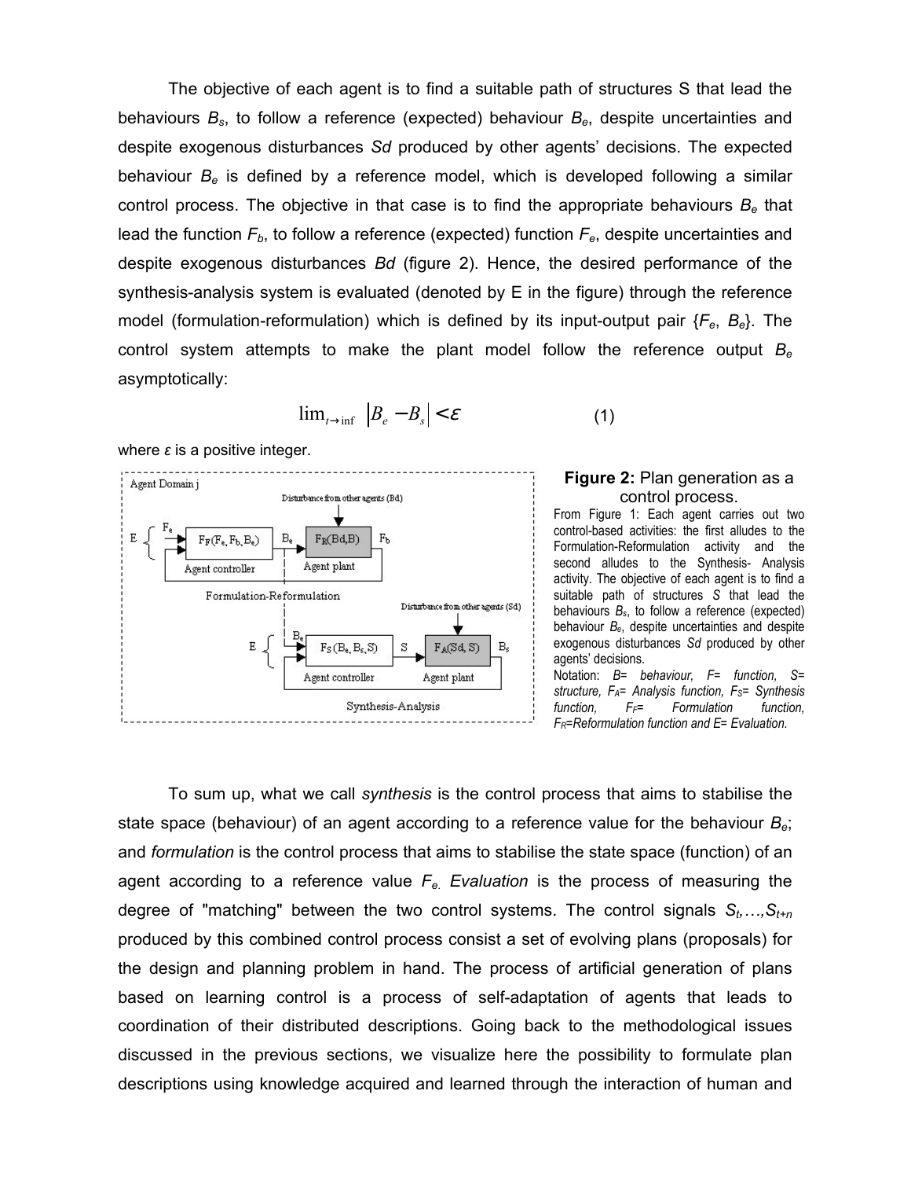The objective of each agent is to find a suitable path of structures S that lead the behaviours $B_s$, to follow a reference (expected) behaviour $B_e$, despite uncertainties and despite exogenous disturbances *Sd* produced by other agents' decisions. The expected behaviour $B_e$ is defined by a reference model, which is developed following a similar control process. The objective in that case is to find the appropriate behaviours $B_e$ that lead the function $F_b$, to follow a reference (expected) function $F_e$, despite uncertainties and despite exogenous disturbances *Bd* (figure 2). Hence, the desired performance of the synthesis-analysis system is evaluated (denoted by E in the figure) through the reference model (formulation-reformulation) which is defined by its input-output pair {$F_e$, $B_e$}. The control system attempts to make the plant model follow the reference output $B_e$ asymptotically:

$$\lim_{t \to \inf} |B_e - B_s| < \varepsilon \quad (1)$$

where $\varepsilon$ is a positive integer.

**Figure 2:** Plan generation as a control process.

From Figure 1: Each agent carries out two control-based activities: the first alludes to the Formulation-Reformulation activity and the second alludes to the Synthesis- Analysis activity. The objective of each agent is to find a suitable path of structures *S* that lead the behaviours $B_s$, to follow a reference (expected) behaviour $B_e$, despite uncertainties and despite exogenous disturbances *Sd* produced by other agents' decisions.

Notation: *B= behaviour, F= function, S= structure,* $F_A$*= Analysis function,* $F_S$*= Synthesis function,* $F_F$*= Formulation function,* $F_R$*=Reformulation function and E= Evaluation.*

To sum up, what we call *synthesis* is the control process that aims to stabilise the state space (behaviour) of an agent according to a reference value for the behaviour $B_e$; and *formulation* is the control process that aims to stabilise the state space (function) of an agent according to a reference value $F_e$. *Evaluation* is the process of measuring the degree of "matching" between the two control systems. The control signals $S_t,\ldots,S_{t+n}$ produced by this combined control process consist a set of evolving plans (proposals) for the design and planning problem in hand. The process of artificial generation of plans based on learning control is a process of self-adaptation of agents that leads to coordination of their distributed descriptions. Going back to the methodological issues discussed in the previous sections, we visualize here the possibility to formulate plan descriptions using knowledge acquired and learned through the interaction of human and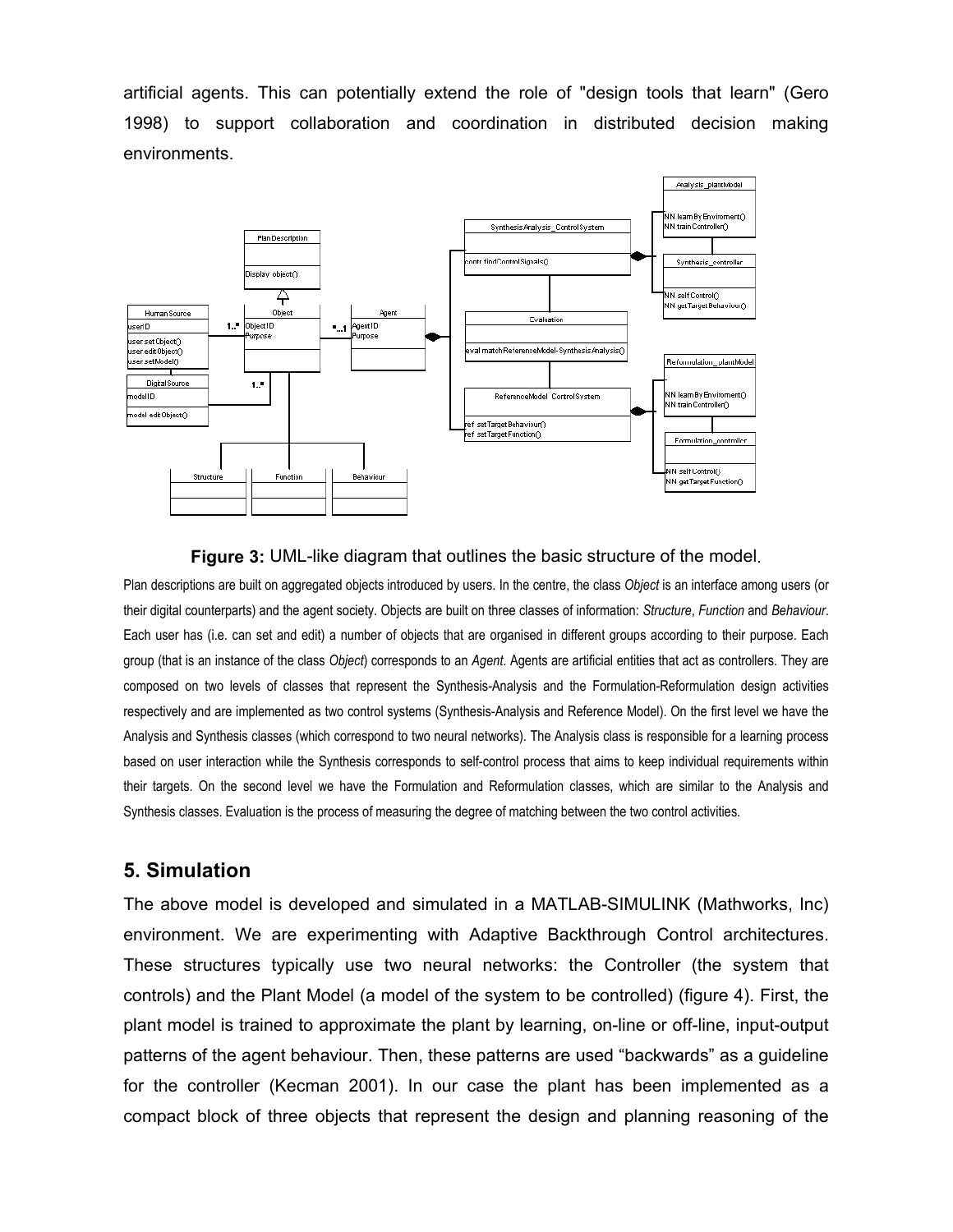artificial agents. This can potentially extend the role of "design tools that learn" (Gero 1998) to support collaboration and coordination in distributed decision making environments.

**Figure 3:** UML-like diagram that outlines the basic structure of the model.

Plan descriptions are built on aggregated objects introduced by users. In the centre, the class *Object* is an interface among users (or their digital counterparts) and the agent society. Objects are built on three classes of information: *Structure*, *Function* and *Behaviour*. Each user has (i.e. can set and edit) a number of objects that are organised in different groups according to their purpose. Each group (that is an instance of the class *Object*) corresponds to an *Agent*. Agents are artificial entities that act as controllers. They are composed on two levels of classes that represent the Synthesis-Analysis and the Formulation-Reformulation design activities respectively and are implemented as two control systems (Synthesis-Analysis and Reference Model). On the first level we have the Analysis and Synthesis classes (which correspond to two neural networks). The Analysis class is responsible for a learning process based on user interaction while the Synthesis corresponds to self-control process that aims to keep individual requirements within their targets. On the second level we have the Formulation and Reformulation classes, which are similar to the Analysis and Synthesis classes. Evaluation is the process of measuring the degree of matching between the two control activities.

## 5. Simulation

The above model is developed and simulated in a MATLAB-SIMULINK (Mathworks, Inc) environment. We are experimenting with Adaptive Backthrough Control architectures. These structures typically use two neural networks: the Controller (the system that controls) and the Plant Model (a model of the system to be controlled) (figure 4). First, the plant model is trained to approximate the plant by learning, on-line or off-line, input-output patterns of the agent behaviour. Then, these patterns are used "backwards" as a guideline for the controller (Kecman 2001). In our case the plant has been implemented as a compact block of three objects that represent the design and planning reasoning of the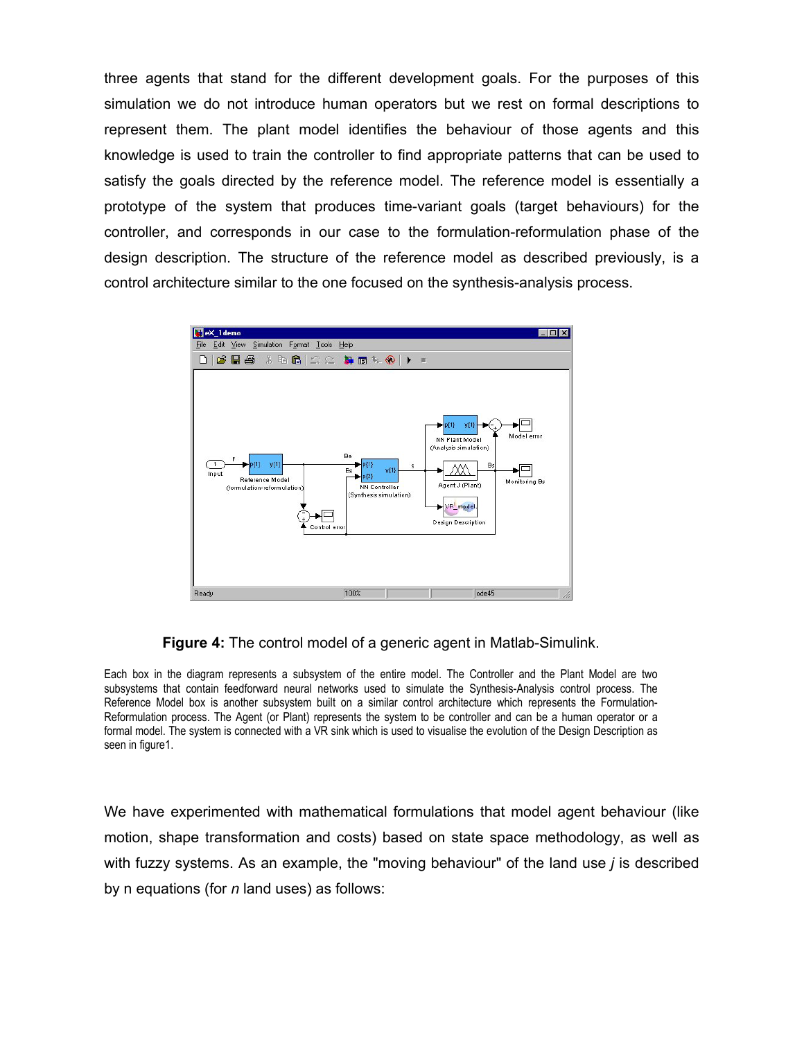three agents that stand for the different development goals. For the purposes of this simulation we do not introduce human operators but we rest on formal descriptions to represent them. The plant model identifies the behaviour of those agents and this knowledge is used to train the controller to find appropriate patterns that can be used to satisfy the goals directed by the reference model. The reference model is essentially a prototype of the system that produces time-variant goals (target behaviours) for the controller, and corresponds in our case to the formulation-reformulation phase of the design description. The structure of the reference model as described previously, is a control architecture similar to the one focused on the synthesis-analysis process.

**Figure 4:** The control model of a generic agent in Matlab-Simulink.

Each box in the diagram represents a subsystem of the entire model. The Controller and the Plant Model are two subsystems that contain feedforward neural networks used to simulate the Synthesis-Analysis control process. The Reference Model box is another subsystem built on a similar control architecture which represents the Formulation-Reformulation process. The Agent (or Plant) represents the system to be controller and can be a human operator or a formal model. The system is connected with a VR sink which is used to visualise the evolution of the Design Description as seen in figure1.

We have experimented with mathematical formulations that model agent behaviour (like motion, shape transformation and costs) based on state space methodology, as well as with fuzzy systems. As an example, the "moving behaviour" of the land use *j* is described by n equations (for *n* land uses) as follows: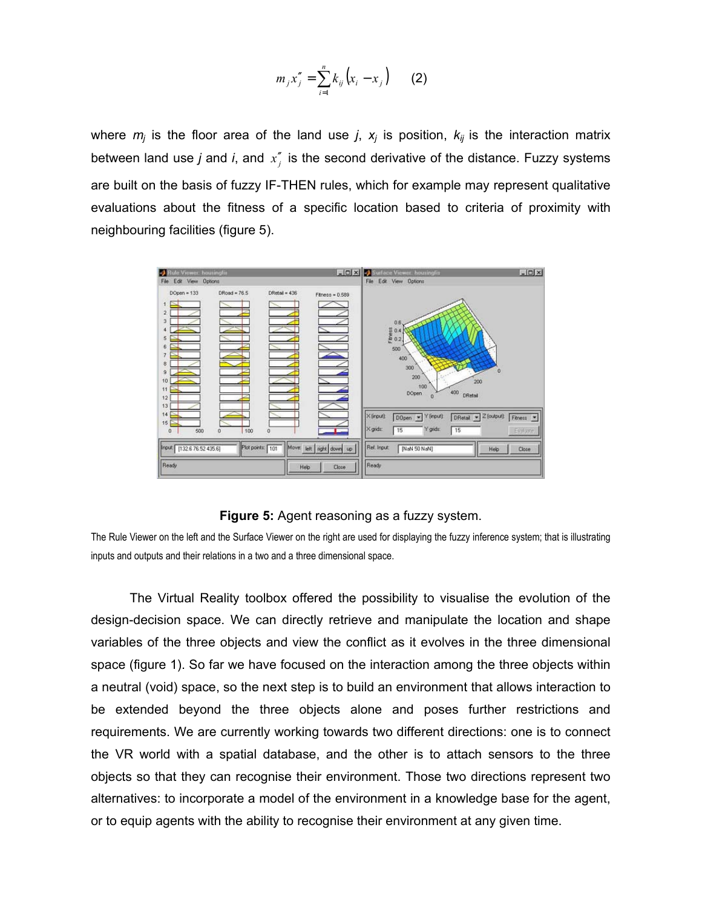$$m_j x_j'' = \sum_{i=1}^{n} k_{ij} \left( x_i - x_j \right) \qquad (2)$$

where $m_j$ is the floor area of the land use $j$, $x_j$ is position, $k_{ij}$ is the interaction matrix between land use $j$ and $i$, and $x_j''$ is the second derivative of the distance. Fuzzy systems are built on the basis of fuzzy IF-THEN rules, which for example may represent qualitative evaluations about the fitness of a specific location based to criteria of proximity with neighbouring facilities (figure 5).

**Figure 5:** Agent reasoning as a fuzzy system.

The Rule Viewer on the left and the Surface Viewer on the right are used for displaying the fuzzy inference system; that is illustrating inputs and outputs and their relations in a two and a three dimensional space.

The Virtual Reality toolbox offered the possibility to visualise the evolution of the design-decision space. We can directly retrieve and manipulate the location and shape variables of the three objects and view the conflict as it evolves in the three dimensional space (figure 1). So far we have focused on the interaction among the three objects within a neutral (void) space, so the next step is to build an environment that allows interaction to be extended beyond the three objects alone and poses further restrictions and requirements. We are currently working towards two different directions: one is to connect the VR world with a spatial database, and the other is to attach sensors to the three objects so that they can recognise their environment. Those two directions represent two alternatives: to incorporate a model of the environment in a knowledge base for the agent, or to equip agents with the ability to recognise their environment at any given time.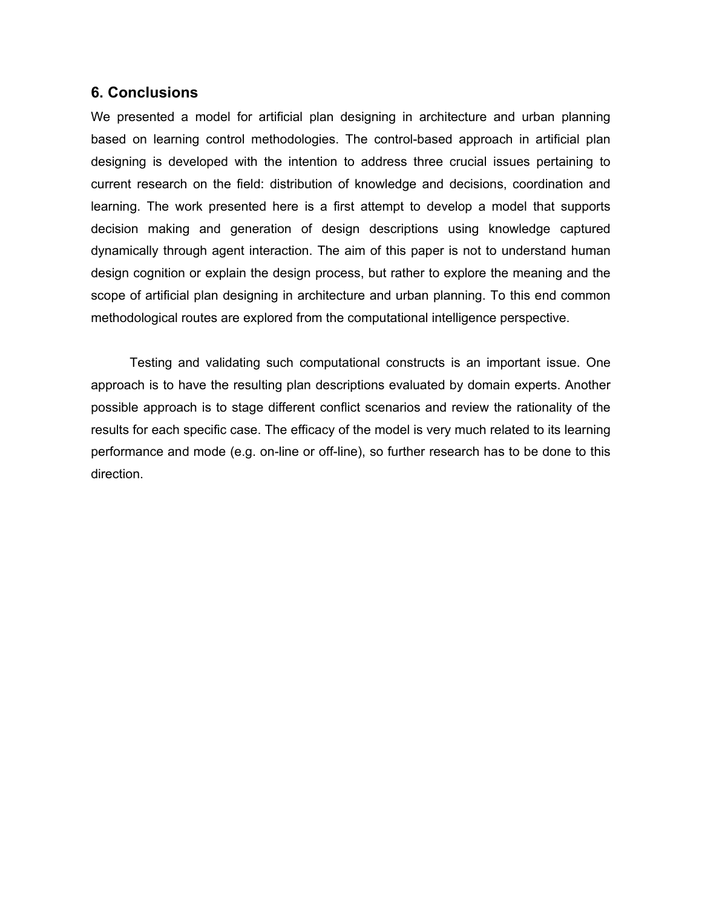## 6. Conclusions

We presented a model for artificial plan designing in architecture and urban planning based on learning control methodologies. The control-based approach in artificial plan designing is developed with the intention to address three crucial issues pertaining to current research on the field: distribution of knowledge and decisions, coordination and learning. The work presented here is a first attempt to develop a model that supports decision making and generation of design descriptions using knowledge captured dynamically through agent interaction. The aim of this paper is not to understand human design cognition or explain the design process, but rather to explore the meaning and the scope of artificial plan designing in architecture and urban planning. To this end common methodological routes are explored from the computational intelligence perspective.

Testing and validating such computational constructs is an important issue. One approach is to have the resulting plan descriptions evaluated by domain experts. Another possible approach is to stage different conflict scenarios and review the rationality of the results for each specific case. The efficacy of the model is very much related to its learning performance and mode (e.g. on-line or off-line), so further research has to be done to this direction.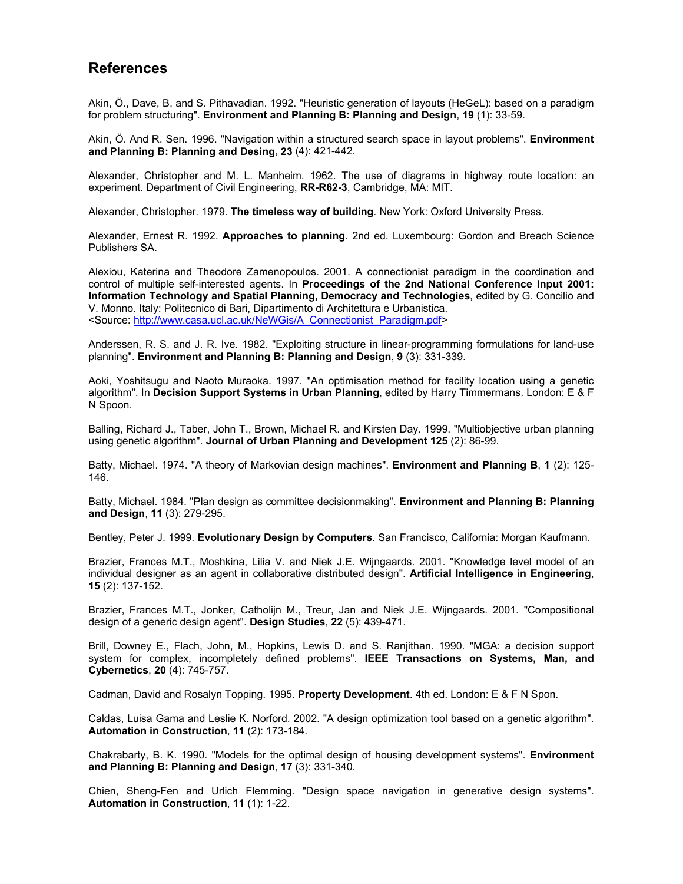## References

Akin, Ö., Dave, B. and S. Pithavadian. 1992. "Heuristic generation of layouts (HeGeL): based on a paradigm for problem structuring". **Environment and Planning B: Planning and Design**, **19** (1): 33-59.

Akin, Ö. And R. Sen. 1996. "Navigation within a structured search space in layout problems". **Environment and Planning B: Planning and Desing**, **23** (4): 421-442.

Alexander, Christopher and M. L. Manheim. 1962. The use of diagrams in highway route location: an experiment. Department of Civil Engineering, **RR-R62-3**, Cambridge, MA: MIT.

Alexander, Christopher. 1979. **The timeless way of building**. New York: Oxford University Press.

Alexander, Ernest R. 1992. **Approaches to planning**. 2nd ed. Luxembourg: Gordon and Breach Science Publishers SA.

Alexiou, Katerina and Theodore Zamenopoulos. 2001. A connectionist paradigm in the coordination and control of multiple self-interested agents. In **Proceedings of the 2nd National Conference Input 2001: Information Technology and Spatial Planning, Democracy and Technologies**, edited by G. Concilio and V. Monno. Italy: Politecnico di Bari, Dipartimento di Architettura e Urbanistica. <Source: http://www.casa.ucl.ac.uk/NeWGis/A_Connectionist_Paradigm.pdf>

Anderssen, R. S. and J. R. Ive. 1982. "Exploiting structure in linear-programming formulations for land-use planning". **Environment and Planning B: Planning and Design**, **9** (3): 331-339.

Aoki, Yoshitsugu and Naoto Muraoka. 1997. "An optimisation method for facility location using a genetic algorithm". In **Decision Support Systems in Urban Planning**, edited by Harry Timmermans. London: E & F N Spoon.

Balling, Richard J., Taber, John T., Brown, Michael R. and Kirsten Day. 1999. "Multiobjective urban planning using genetic algorithm". **Journal of Urban Planning and Development 125** (2): 86-99.

Batty, Michael. 1974. "A theory of Markovian design machines". **Environment and Planning B**, **1** (2): 125-146.

Batty, Michael. 1984. "Plan design as committee decisionmaking". **Environment and Planning B: Planning and Design**, **11** (3): 279-295.

Bentley, Peter J. 1999. **Evolutionary Design by Computers**. San Francisco, California: Morgan Kaufmann.

Brazier, Frances M.T., Moshkina, Lilia V. and Niek J.E. Wijngaards. 2001. "Knowledge level model of an individual designer as an agent in collaborative distributed design". **Artificial Intelligence in Engineering**, **15** (2): 137-152.

Brazier, Frances M.T., Jonker, Catholijn M., Treur, Jan and Niek J.E. Wijngaards. 2001. "Compositional design of a generic design agent". **Design Studies**, **22** (5): 439-471.

Brill, Downey E., Flach, John, M., Hopkins, Lewis D. and S. Ranjithan. 1990. "MGA: a decision support system for complex, incompletely defined problems". **IEEE Transactions on Systems, Man, and Cybernetics**, **20** (4): 745-757.

Cadman, David and Rosalyn Topping. 1995. **Property Development**. 4th ed. London: E & F N Spon.

Caldas, Luisa Gama and Leslie K. Norford. 2002. "A design optimization tool based on a genetic algorithm". **Automation in Construction**, **11** (2): 173-184.

Chakrabarty, B. K. 1990. "Models for the optimal design of housing development systems". **Environment and Planning B: Planning and Design**, **17** (3): 331-340.

Chien, Sheng-Fen and Urlich Flemming. "Design space navigation in generative design systems". **Automation in Construction**, **11** (1): 1-22.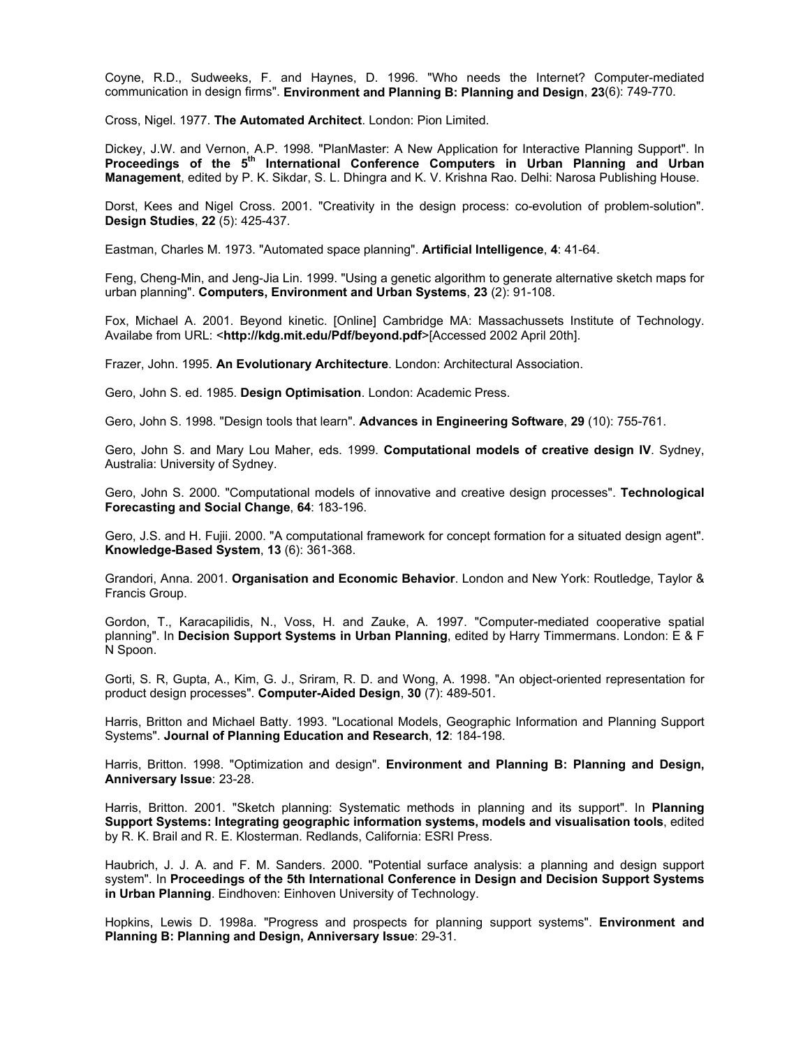Coyne, R.D., Sudweeks, F. and Haynes, D. 1996. "Who needs the Internet? Computer-mediated communication in design firms". **Environment and Planning B: Planning and Design**, **23**(6): 749-770.

Cross, Nigel. 1977. **The Automated Architect**. London: Pion Limited.

Dickey, J.W. and Vernon, A.P. 1998. "PlanMaster: A New Application for Interactive Planning Support". In **Proceedings of the 5th International Conference Computers in Urban Planning and Urban Management**, edited by P. K. Sikdar, S. L. Dhingra and K. V. Krishna Rao. Delhi: Narosa Publishing House.

Dorst, Kees and Nigel Cross. 2001. "Creativity in the design process: co-evolution of problem-solution". **Design Studies**, **22** (5): 425-437.

Eastman, Charles M. 1973. "Automated space planning". **Artificial Intelligence**, **4**: 41-64.

Feng, Cheng-Min, and Jeng-Jia Lin. 1999. "Using a genetic algorithm to generate alternative sketch maps for urban planning". **Computers, Environment and Urban Systems**, **23** (2): 91-108.

Fox, Michael A. 2001. Beyond kinetic. [Online] Cambridge MA: Massachussets Institute of Technology. Availabe from URL: <**http://kdg.mit.edu/Pdf/beyond.pdf**>[Accessed 2002 April 20th].

Frazer, John. 1995. **An Evolutionary Architecture**. London: Architectural Association.

Gero, John S. ed. 1985. **Design Optimisation**. London: Academic Press.

Gero, John S. 1998. "Design tools that learn". **Advances in Engineering Software**, **29** (10): 755-761.

Gero, John S. and Mary Lou Maher, eds. 1999. **Computational models of creative design IV**. Sydney, Australia: University of Sydney.

Gero, John S. 2000. "Computational models of innovative and creative design processes". **Technological Forecasting and Social Change**, **64**: 183-196.

Gero, J.S. and H. Fujii. 2000. "A computational framework for concept formation for a situated design agent". **Knowledge-Based System**, **13** (6): 361-368.

Grandori, Anna. 2001. **Organisation and Economic Behavior**. London and New York: Routledge, Taylor & Francis Group.

Gordon, T., Karacapilidis, N., Voss, H. and Zauke, A. 1997. "Computer-mediated cooperative spatial planning". In **Decision Support Systems in Urban Planning**, edited by Harry Timmermans. London: E & F N Spoon.

Gorti, S. R, Gupta, A., Kim, G. J., Sriram, R. D. and Wong, A. 1998. "An object-oriented representation for product design processes". **Computer-Aided Design**, **30** (7): 489-501.

Harris, Britton and Michael Batty. 1993. "Locational Models, Geographic Information and Planning Support Systems". **Journal of Planning Education and Research**, **12**: 184-198.

Harris, Britton. 1998. "Optimization and design". **Environment and Planning B: Planning and Design, Anniversary Issue**: 23-28.

Harris, Britton. 2001. "Sketch planning: Systematic methods in planning and its support". In **Planning Support Systems: Integrating geographic information systems, models and visualisation tools**, edited by R. K. Brail and R. E. Klosterman. Redlands, California: ESRI Press.

Haubrich, J. J. A. and F. M. Sanders. 2000. "Potential surface analysis: a planning and design support system". In **Proceedings of the 5th International Conference in Design and Decision Support Systems in Urban Planning**. Eindhoven: Einhoven University of Technology.

Hopkins, Lewis D. 1998a. "Progress and prospects for planning support systems". **Environment and Planning B: Planning and Design, Anniversary Issue**: 29-31.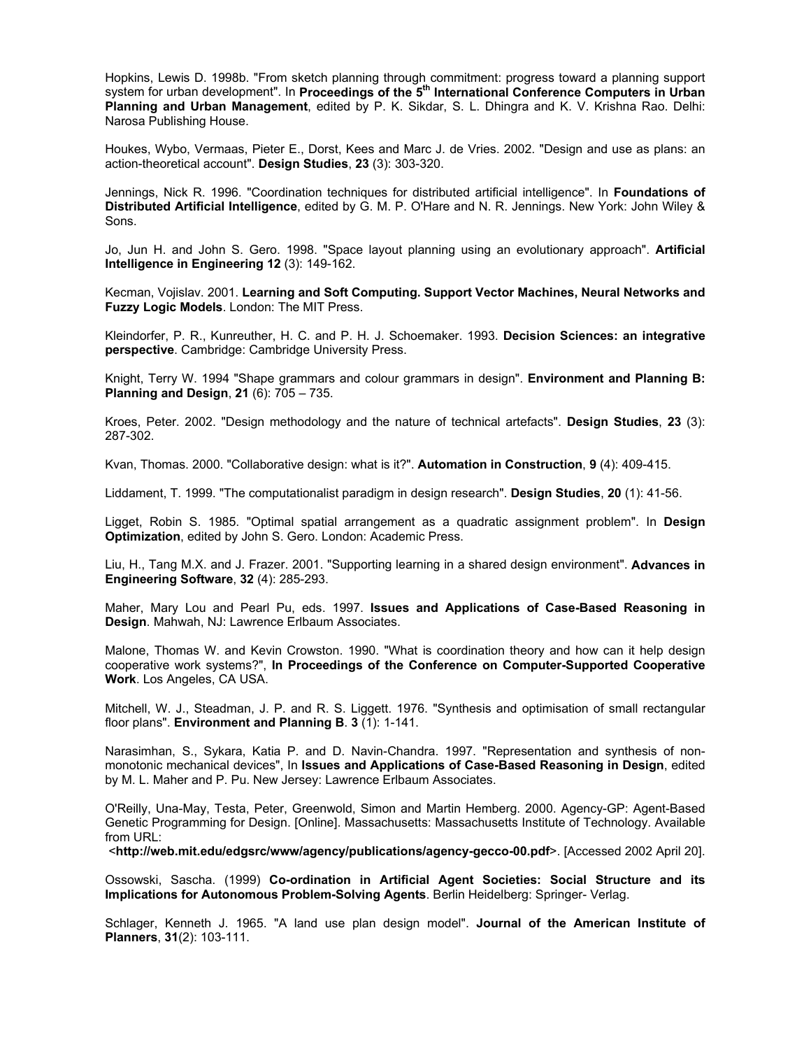Hopkins, Lewis D. 1998b. "From sketch planning through commitment: progress toward a planning support system for urban development". In **Proceedings of the 5th International Conference Computers in Urban Planning and Urban Management**, edited by P. K. Sikdar, S. L. Dhingra and K. V. Krishna Rao. Delhi: Narosa Publishing House.

Houkes, Wybo, Vermaas, Pieter E., Dorst, Kees and Marc J. de Vries. 2002. "Design and use as plans: an action-theoretical account". **Design Studies**, **23** (3): 303-320.

Jennings, Nick R. 1996. "Coordination techniques for distributed artificial intelligence". In **Foundations of Distributed Artificial Intelligence**, edited by G. M. P. O'Hare and N. R. Jennings. New York: John Wiley & Sons.

Jo, Jun H. and John S. Gero. 1998. "Space layout planning using an evolutionary approach". **Artificial Intelligence in Engineering 12** (3): 149-162.

Kecman, Vojislav. 2001. **Learning and Soft Computing. Support Vector Machines, Neural Networks and Fuzzy Logic Models**. London: The MIT Press.

Kleindorfer, P. R., Kunreuther, H. C. and P. H. J. Schoemaker. 1993. **Decision Sciences: an integrative perspective**. Cambridge: Cambridge University Press.

Knight, Terry W. 1994 "Shape grammars and colour grammars in design". **Environment and Planning B: Planning and Design**, **21** (6): 705 – 735.

Kroes, Peter. 2002. "Design methodology and the nature of technical artefacts". **Design Studies**, **23** (3): 287-302.

Kvan, Thomas. 2000. "Collaborative design: what is it?". **Automation in Construction**, **9** (4): 409-415.

Liddament, T. 1999. "The computationalist paradigm in design research". **Design Studies**, **20** (1): 41-56.

Ligget, Robin S. 1985. "Optimal spatial arrangement as a quadratic assignment problem". In **Design Optimization**, edited by John S. Gero. London: Academic Press.

Liu, H., Tang M.X. and J. Frazer. 2001. "Supporting learning in a shared design environment". **Advances in Engineering Software**, **32** (4): 285-293.

Maher, Mary Lou and Pearl Pu, eds. 1997. **Issues and Applications of Case-Based Reasoning in Design**. Mahwah, NJ: Lawrence Erlbaum Associates.

Malone, Thomas W. and Kevin Crowston. 1990. "What is coordination theory and how can it help design cooperative work systems?", **In Proceedings of the Conference on Computer-Supported Cooperative Work**. Los Angeles, CA USA.

Mitchell, W. J., Steadman, J. P. and R. S. Liggett. 1976. "Synthesis and optimisation of small rectangular floor plans". **Environment and Planning B**. **3** (1): 1-141.

Narasimhan, S., Sykara, Katia P. and D. Navin-Chandra. 1997. "Representation and synthesis of non-monotonic mechanical devices", In **Issues and Applications of Case-Based Reasoning in Design**, edited by M. L. Maher and P. Pu. New Jersey: Lawrence Erlbaum Associates.

O'Reilly, Una-May, Testa, Peter, Greenwold, Simon and Martin Hemberg. 2000. Agency-GP: Agent-Based Genetic Programming for Design. [Online]. Massachusetts: Massachusetts Institute of Technology. Available from URL:
<**http://web.mit.edu/edgsrc/www/agency/publications/agency-gecco-00.pdf**>. [Accessed 2002 April 20].

Ossowski, Sascha. (1999) **Co-ordination in Artificial Agent Societies: Social Structure and its Implications for Autonomous Problem-Solving Agents**. Berlin Heidelberg: Springer- Verlag.

Schlager, Kenneth J. 1965. "A land use plan design model". **Journal of the American Institute of Planners**, **31**(2): 103-111.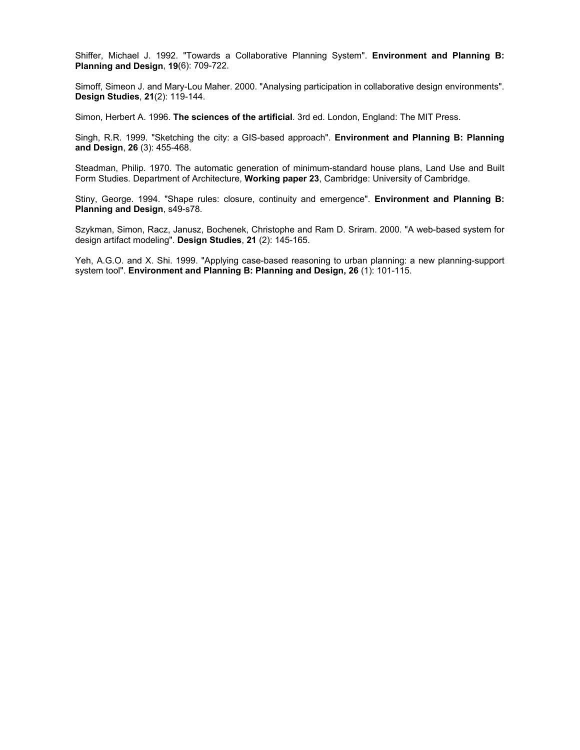Shiffer, Michael J. 1992. "Towards a Collaborative Planning System". **Environment and Planning B: Planning and Design**, **19**(6): 709-722.

Simoff, Simeon J. and Mary-Lou Maher. 2000. "Analysing participation in collaborative design environments". **Design Studies**, **21**(2): 119-144.

Simon, Herbert A. 1996. **The sciences of the artificial**. 3rd ed. London, England: The MIT Press.

Singh, R.R. 1999. "Sketching the city: a GIS-based approach". **Environment and Planning B: Planning and Design**, **26** (3): 455-468.

Steadman, Philip. 1970. The automatic generation of minimum-standard house plans, Land Use and Built Form Studies. Department of Architecture, **Working paper 23**, Cambridge: University of Cambridge.

Stiny, George. 1994. "Shape rules: closure, continuity and emergence". **Environment and Planning B: Planning and Design**, s49-s78.

Szykman, Simon, Racz, Janusz, Bochenek, Christophe and Ram D. Sriram. 2000. "A web-based system for design artifact modeling". **Design Studies**, **21** (2): 145-165.

Yeh, A.G.O. and X. Shi. 1999. "Applying case-based reasoning to urban planning: a new planning-support system tool". **Environment and Planning B: Planning and Design, 26** (1): 101-115.